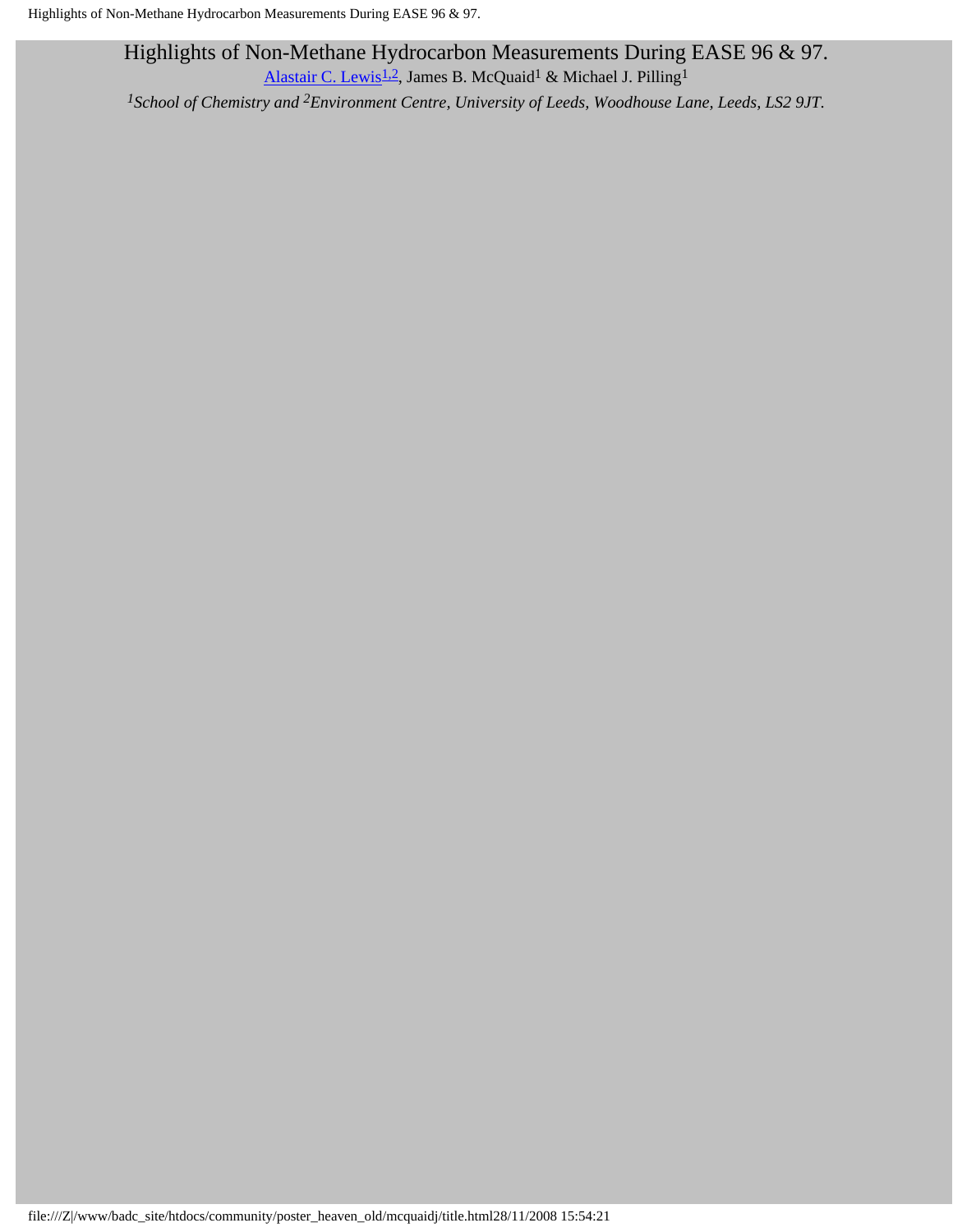# Highlights of Non-Methane Hydrocarbon Measurements During EASE 96 & 97.

Alastair C. Lewis[1,2], James B. McQuaid[1] & Michael J. Pilling[1]

*[1]School of Chemistry and [2]Environment Centre, University of Leeds, Woodhouse Lane, Leeds, LS2 9JT.*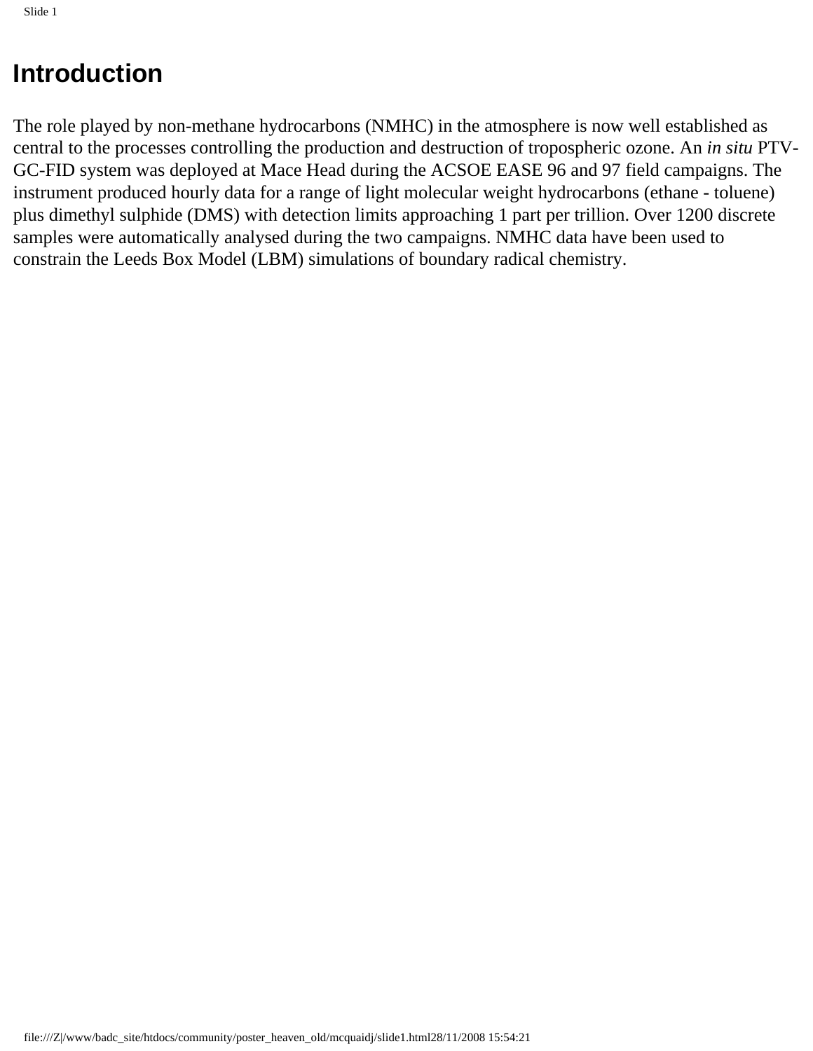# Introduction

The role played by non-methane hydrocarbons (NMHC) in the atmosphere is now well established as central to the processes controlling the production and destruction of tropospheric ozone. An *in situ* PTV-GC-FID system was deployed at Mace Head during the ACSOE EASE 96 and 97 field campaigns. The instrument produced hourly data for a range of light molecular weight hydrocarbons (ethane - toluene) plus dimethyl sulphide (DMS) with detection limits approaching 1 part per trillion. Over 1200 discrete samples were automatically analysed during the two campaigns. NMHC data have been used to constrain the Leeds Box Model (LBM) simulations of boundary radical chemistry.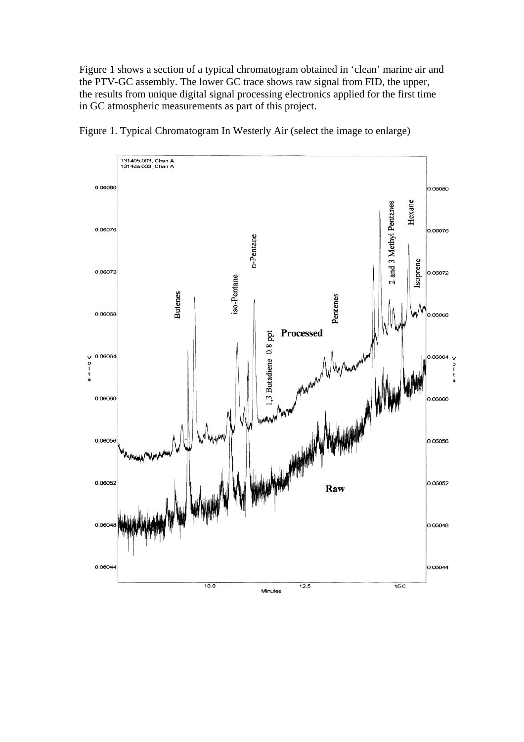Figure 1 shows a section of a typical chromatogram obtained in 'clean' marine air and the PTV-GC assembly. The lower GC trace shows raw signal from FID, the upper, the results from unique digital signal processing electronics applied for the first time in GC atmospheric measurements as part of this project.

Figure 1. Typical Chromatogram In Westerly Air (select the image to enlarge)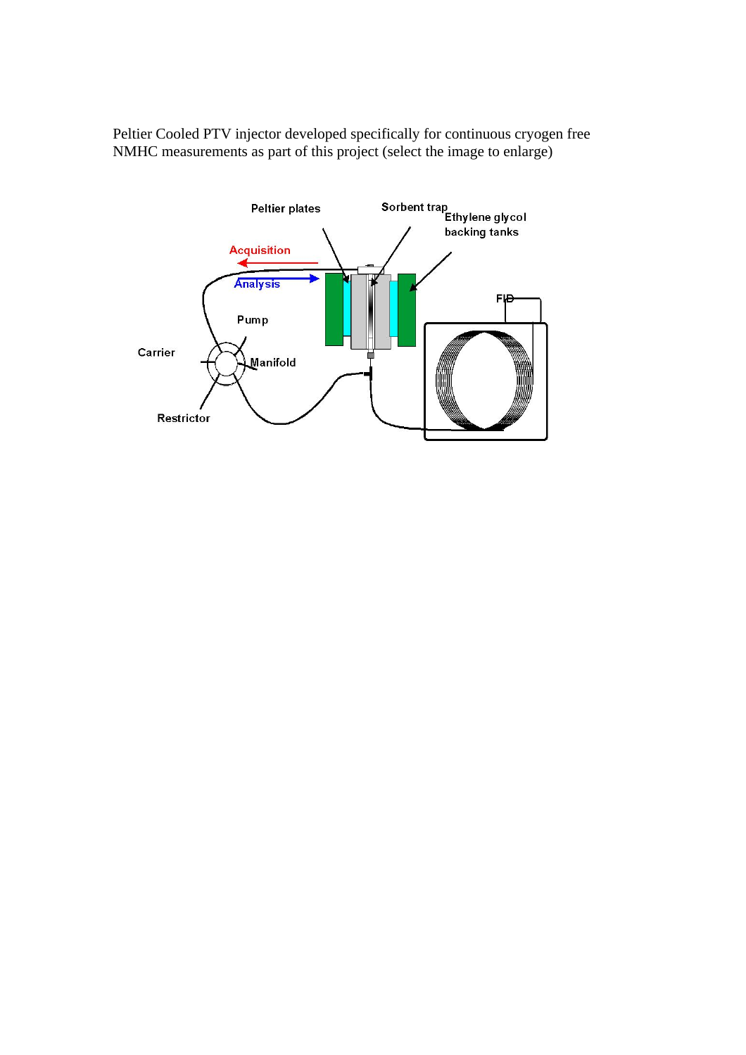Peltier Cooled PTV injector developed specifically for continuous cryogen free NMHC measurements as part of this project (select the image to enlarge)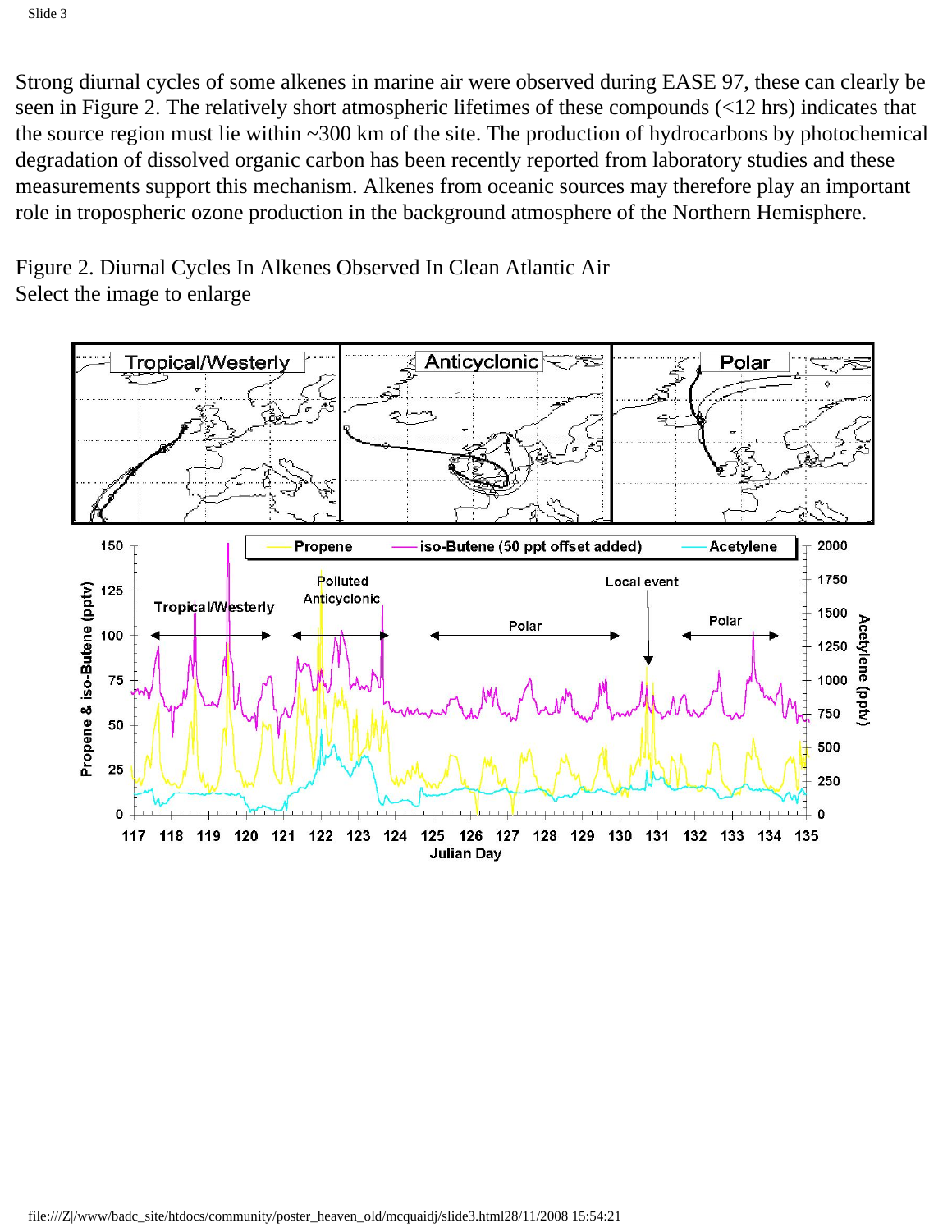Strong diurnal cycles of some alkenes in marine air were observed during EASE 97, these can clearly be seen in Figure 2. The relatively short atmospheric lifetimes of these compounds (<12 hrs) indicates that the source region must lie within ~300 km of the site. The production of hydrocarbons by photochemical degradation of dissolved organic carbon has been recently reported from laboratory studies and these measurements support this mechanism. Alkenes from oceanic sources may therefore play an important role in tropospheric ozone production in the background atmosphere of the Northern Hemisphere.

Figure 2. Diurnal Cycles In Alkenes Observed In Clean Atlantic Air
Select the image to enlarge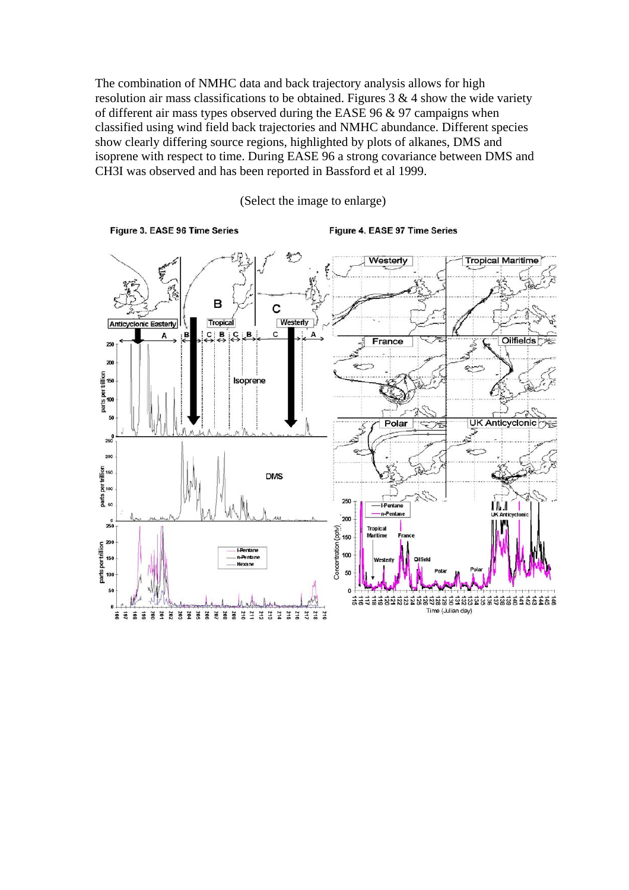The combination of NMHC data and back trajectory analysis allows for high resolution air mass classifications to be obtained. Figures 3 & 4 show the wide variety of different air mass types observed during the EASE 96 & 97 campaigns when classified using wind field back trajectories and NMHC abundance. Different species show clearly differing source regions, highlighted by plots of alkanes, DMS and isoprene with respect to time. During EASE 96 a strong covariance between DMS and $CH_3I$ was observed and has been reported in Bassford et al 1999.

(Select the image to enlarge)

**Figure 3. EASE 96 Time Series**

**Figure 4. EASE 97 Time Series**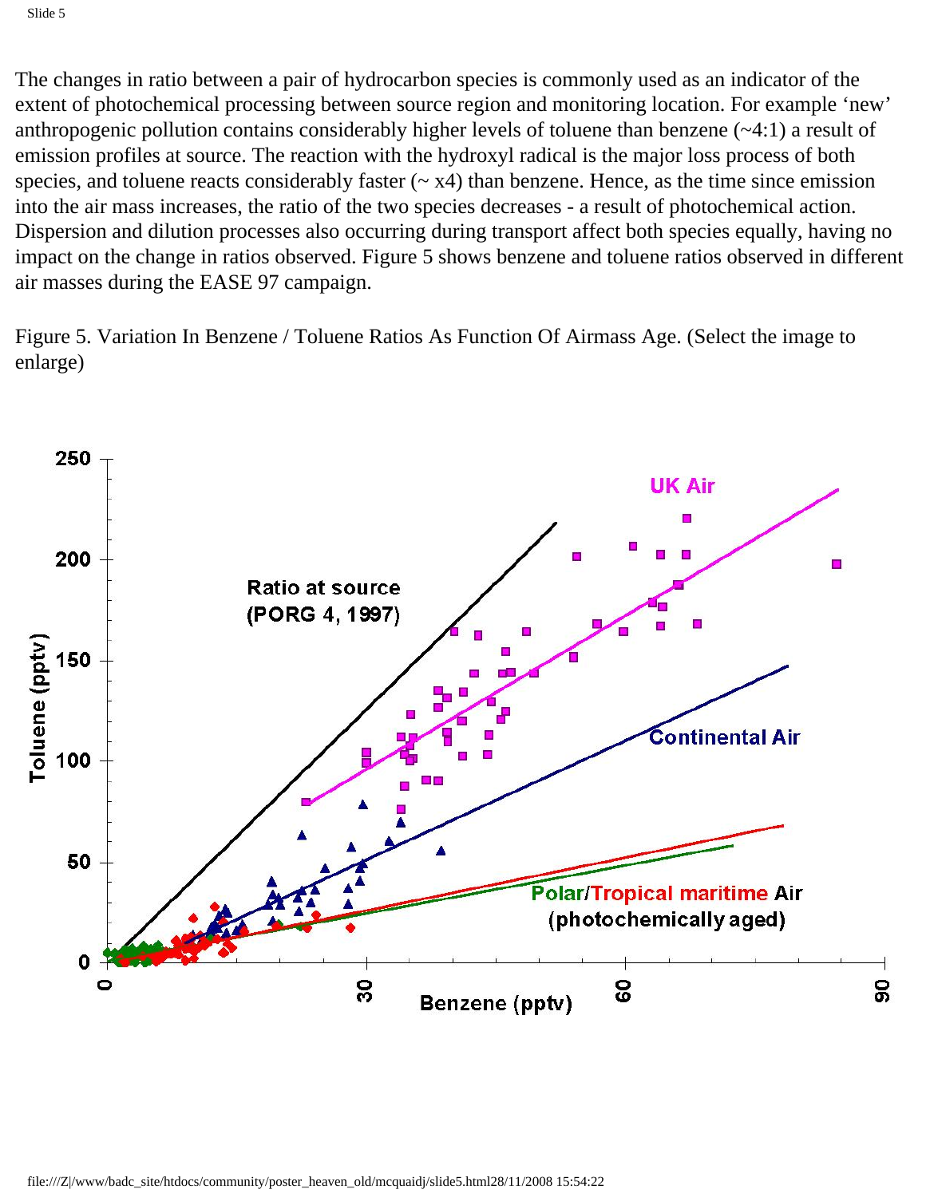The changes in ratio between a pair of hydrocarbon species is commonly used as an indicator of the extent of photochemical processing between source region and monitoring location. For example 'new' anthropogenic pollution contains considerably higher levels of toluene than benzene (~4:1) a result of emission profiles at source. The reaction with the hydroxyl radical is the major loss process of both species, and toluene reacts considerably faster (~ x4) than benzene. Hence, as the time since emission into the air mass increases, the ratio of the two species decreases - a result of photochemical action. Dispersion and dilution processes also occurring during transport affect both species equally, having no impact on the change in ratios observed. Figure 5 shows benzene and toluene ratios observed in different air masses during the EASE 97 campaign.

Figure 5. Variation In Benzene / Toluene Ratios As Function Of Airmass Age. (Select the image to enlarge)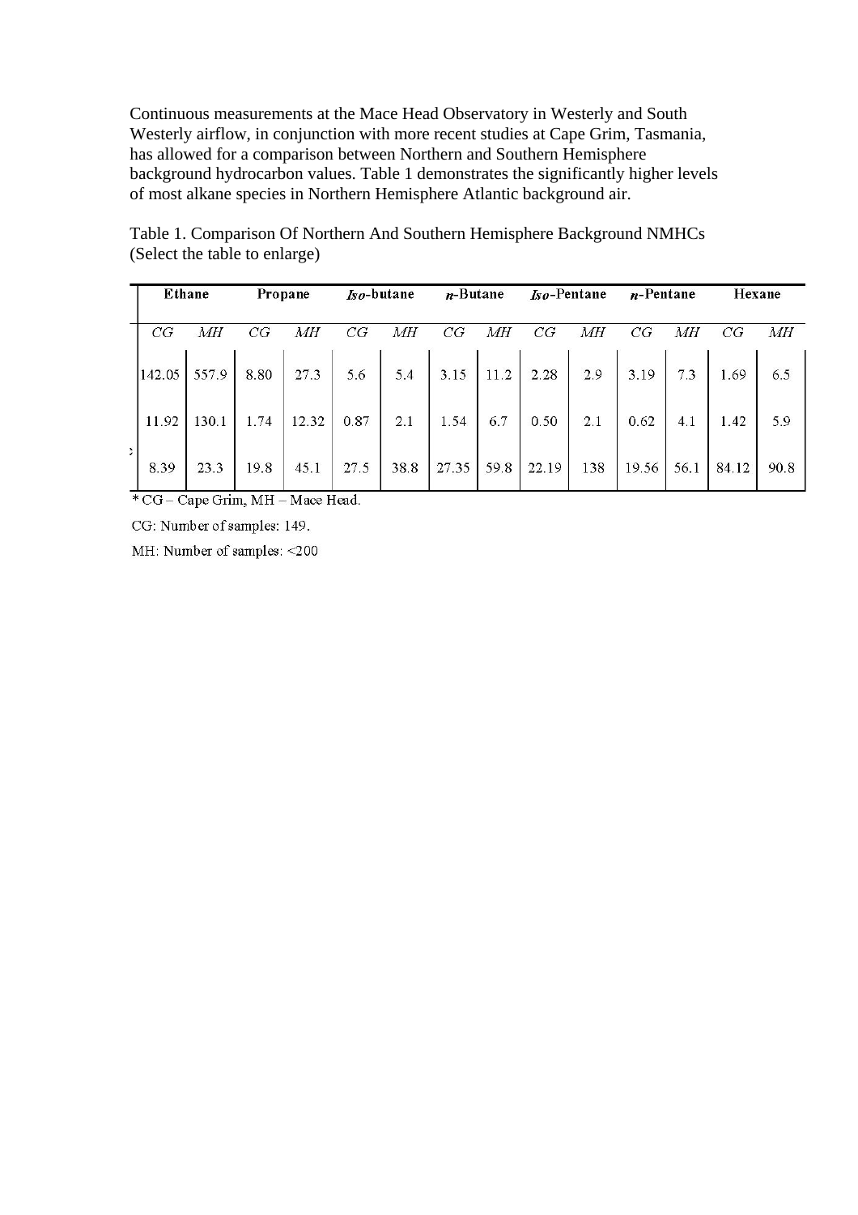Continuous measurements at the Mace Head Observatory in Westerly and South Westerly airflow, in conjunction with more recent studies at Cape Grim, Tasmania, has allowed for a comparison between Northern and Southern Hemisphere background hydrocarbon values. Table 1 demonstrates the significantly higher levels of most alkane species in Northern Hemisphere Atlantic background air.

Table 1. Comparison Of Northern And Southern Hemisphere Background NMHCs (Select the table to enlarge)

| Ethane | | Propane | | *Iso*-butane | | *n*-Butane | | *Iso*-Pentane | | *n*-Pentane | | Hexane | |
|---|---|---|---|---|---|---|---|---|---|---|---|---|---|
| *CG* | *MH* | *CG* | *MH* | *CG* | *MH* | *CG* | *MH* | *CG* | *MH* | *CG* | *MH* | *CG* | *MH* |
| 142.05 | 557.9 | 8.80 | 27.3 | 5.6 | 5.4 | 3.15 | 11.2 | 2.28 | 2.9 | 3.19 | 7.3 | 1.69 | 6.5 |
| 11.92 | 130.1 | 1.74 | 12.32 | 0.87 | 2.1 | 1.54 | 6.7 | 0.50 | 2.1 | 0.62 | 4.1 | 1.42 | 5.9 |
| 8.39 | 23.3 | 19.8 | 45.1 | 27.5 | 38.8 | 27.35 | 59.8 | 22.19 | 138 | 19.56 | 56.1 | 84.12 | 90.8 |

* CG – Cape Grim, MH – Mace Head.

CG: Number of samples: 149.

MH: Number of samples: <200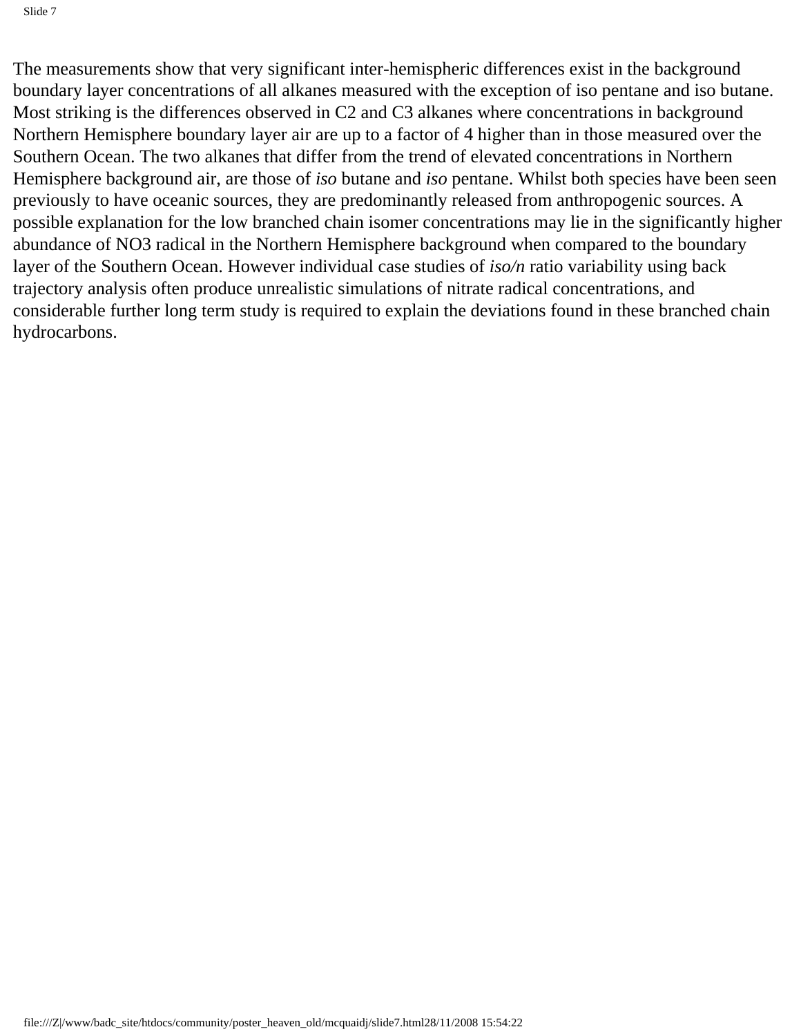The measurements show that very significant inter-hemispheric differences exist in the background boundary layer concentrations of all alkanes measured with the exception of iso pentane and iso butane. Most striking is the differences observed in C2 and C3 alkanes where concentrations in background Northern Hemisphere boundary layer air are up to a factor of 4 higher than in those measured over the Southern Ocean. The two alkanes that differ from the trend of elevated concentrations in Northern Hemisphere background air, are those of *iso* butane and *iso* pentane. Whilst both species have been seen previously to have oceanic sources, they are predominantly released from anthropogenic sources. A possible explanation for the low branched chain isomer concentrations may lie in the significantly higher abundance of NO3 radical in the Northern Hemisphere background when compared to the boundary layer of the Southern Ocean. However individual case studies of *iso/n* ratio variability using back trajectory analysis often produce unrealistic simulations of nitrate radical concentrations, and considerable further long term study is required to explain the deviations found in these branched chain hydrocarbons.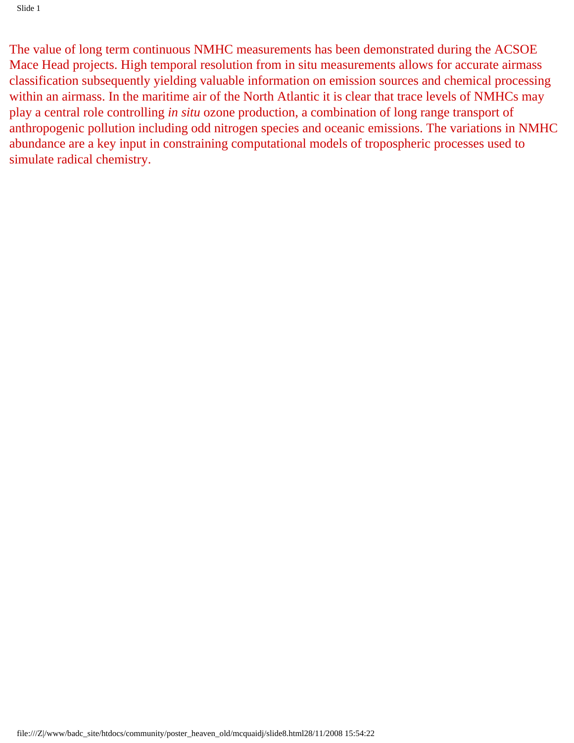The value of long term continuous NMHC measurements has been demonstrated during the ACSOE Mace Head projects. High temporal resolution from in situ measurements allows for accurate airmass classification subsequently yielding valuable information on emission sources and chemical processing within an airmass. In the maritime air of the North Atlantic it is clear that trace levels of NMHCs may play a central role controlling *in situ* ozone production, a combination of long range transport of anthropogenic pollution including odd nitrogen species and oceanic emissions. The variations in NMHC abundance are a key input in constraining computational models of tropospheric processes used to simulate radical chemistry.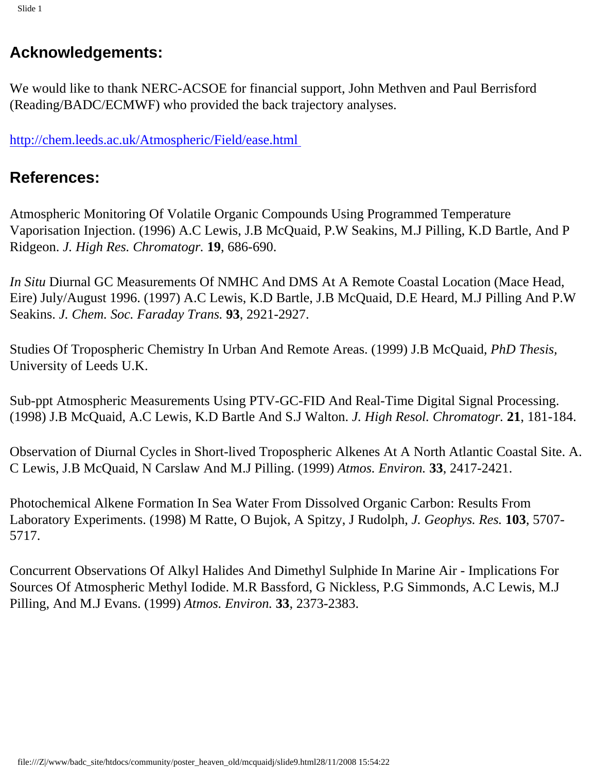## Acknowledgements:

We would like to thank NERC-ACSOE for financial support, John Methven and Paul Berrisford (Reading/BADC/ECMWF) who provided the back trajectory analyses.

http://chem.leeds.ac.uk/Atmospheric/Field/ease.html

## References:

Atmospheric Monitoring Of Volatile Organic Compounds Using Programmed Temperature Vaporisation Injection. (1996) A.C Lewis, J.B McQuaid, P.W Seakins, M.J Pilling, K.D Bartle, And P Ridgeon. *J. High Res. Chromatogr.* **19**, 686-690.

*In Situ* Diurnal GC Measurements Of NMHC And DMS At A Remote Coastal Location (Mace Head, Eire) July/August 1996. (1997) A.C Lewis, K.D Bartle, J.B McQuaid, D.E Heard, M.J Pilling And P.W Seakins. *J. Chem. Soc. Faraday Trans.* **93**, 2921-2927.

Studies Of Tropospheric Chemistry In Urban And Remote Areas. (1999) J.B McQuaid, *PhD Thesis,* University of Leeds U.K.

Sub-ppt Atmospheric Measurements Using PTV-GC-FID And Real-Time Digital Signal Processing. (1998) J.B McQuaid, A.C Lewis, K.D Bartle And S.J Walton. *J. High Resol. Chromatogr.* **21**, 181-184.

Observation of Diurnal Cycles in Short-lived Tropospheric Alkenes At A North Atlantic Coastal Site. A. C Lewis, J.B McQuaid, N Carslaw And M.J Pilling. (1999) *Atmos. Environ.* **33**, 2417-2421.

Photochemical Alkene Formation In Sea Water From Dissolved Organic Carbon: Results From Laboratory Experiments. (1998) M Ratte, O Bujok, A Spitzy, J Rudolph, *J. Geophys. Res.* **103**, 5707-5717.

Concurrent Observations Of Alkyl Halides And Dimethyl Sulphide In Marine Air - Implications For Sources Of Atmospheric Methyl Iodide. M.R Bassford, G Nickless, P.G Simmonds, A.C Lewis, M.J Pilling, And M.J Evans. (1999) *Atmos. Environ.* **33**, 2373-2383.